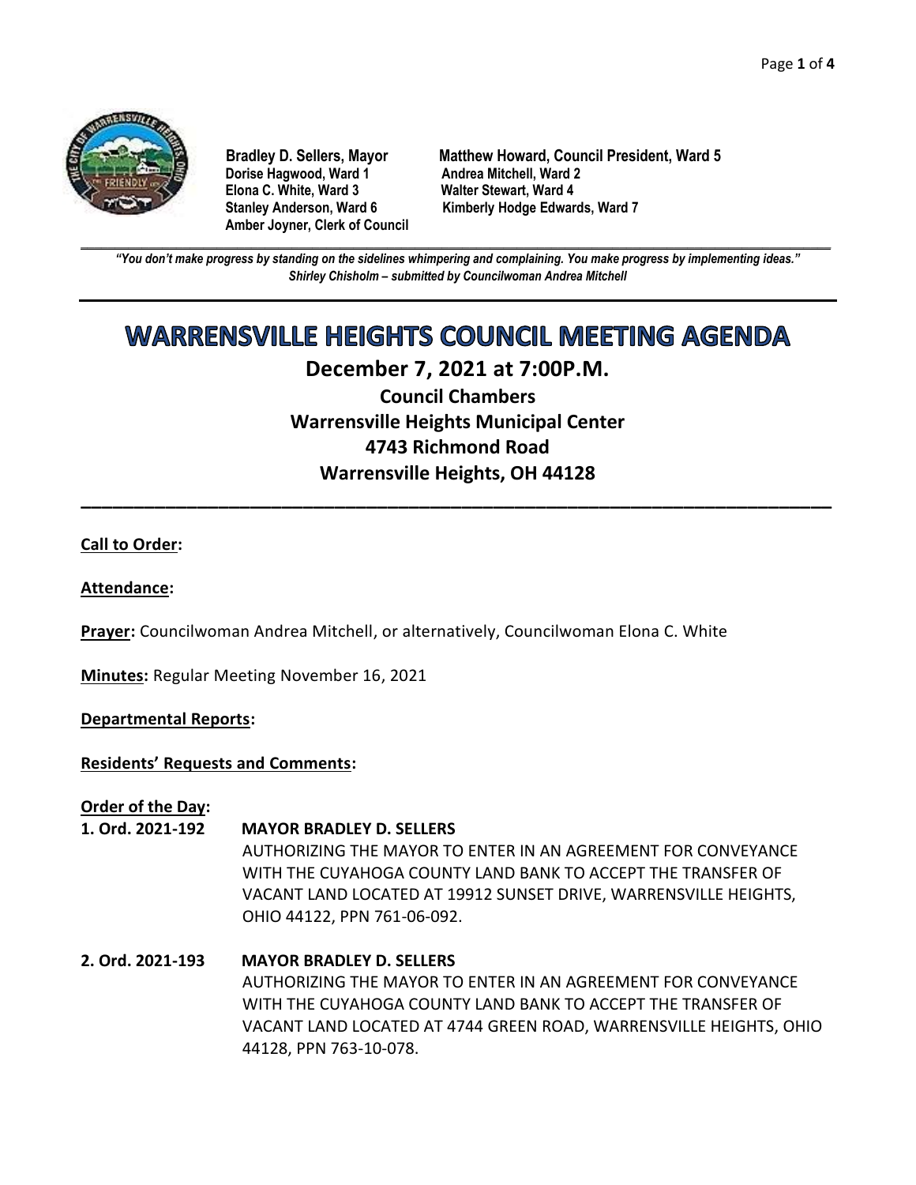**Bradley D. Sellers, Mayor**
**Matthew Howard, Council President, Ward 5**
**Dorise Hagwood, Ward 1**
**Andrea Mitchell, Ward 2**
**Elona C. White, Ward 3**
**Walter Stewart, Ward 4**
**Stanley Anderson, Ward 6**
**Kimberly Hodge Edwards, Ward 7**
**Amber Joyner, Clerk of Council**

---

***"You don't make progress by standing on the sidelines whimpering and complaining. You make progress by implementing ideas."***
***Shirley Chisholm – submitted by Councilwoman Andrea Mitchell***

---

# WARRENSVILLE HEIGHTS COUNCIL MEETING AGENDA

## December 7, 2021 at 7:00P.M.

## Council Chambers
## Warrensville Heights Municipal Center
## 4743 Richmond Road
## Warrensville Heights, OH 44128

---

**Call to Order:**

**Attendance:**

**Prayer:** Councilwoman Andrea Mitchell, or alternatively, Councilwoman Elona C. White

**Minutes:** Regular Meeting November 16, 2021

**Departmental Reports:**

**Residents' Requests and Comments:**

**Order of the Day:**

**1. Ord. 2021-192 MAYOR BRADLEY D. SELLERS**
AUTHORIZING THE MAYOR TO ENTER IN AN AGREEMENT FOR CONVEYANCE WITH THE CUYAHOGA COUNTY LAND BANK TO ACCEPT THE TRANSFER OF VACANT LAND LOCATED AT 19912 SUNSET DRIVE, WARRENSVILLE HEIGHTS, OHIO 44122, PPN 761-06-092.

**2. Ord. 2021-193 MAYOR BRADLEY D. SELLERS**
AUTHORIZING THE MAYOR TO ENTER IN AN AGREEMENT FOR CONVEYANCE WITH THE CUYAHOGA COUNTY LAND BANK TO ACCEPT THE TRANSFER OF VACANT LAND LOCATED AT 4744 GREEN ROAD, WARRENSVILLE HEIGHTS, OHIO 44128, PPN 763-10-078.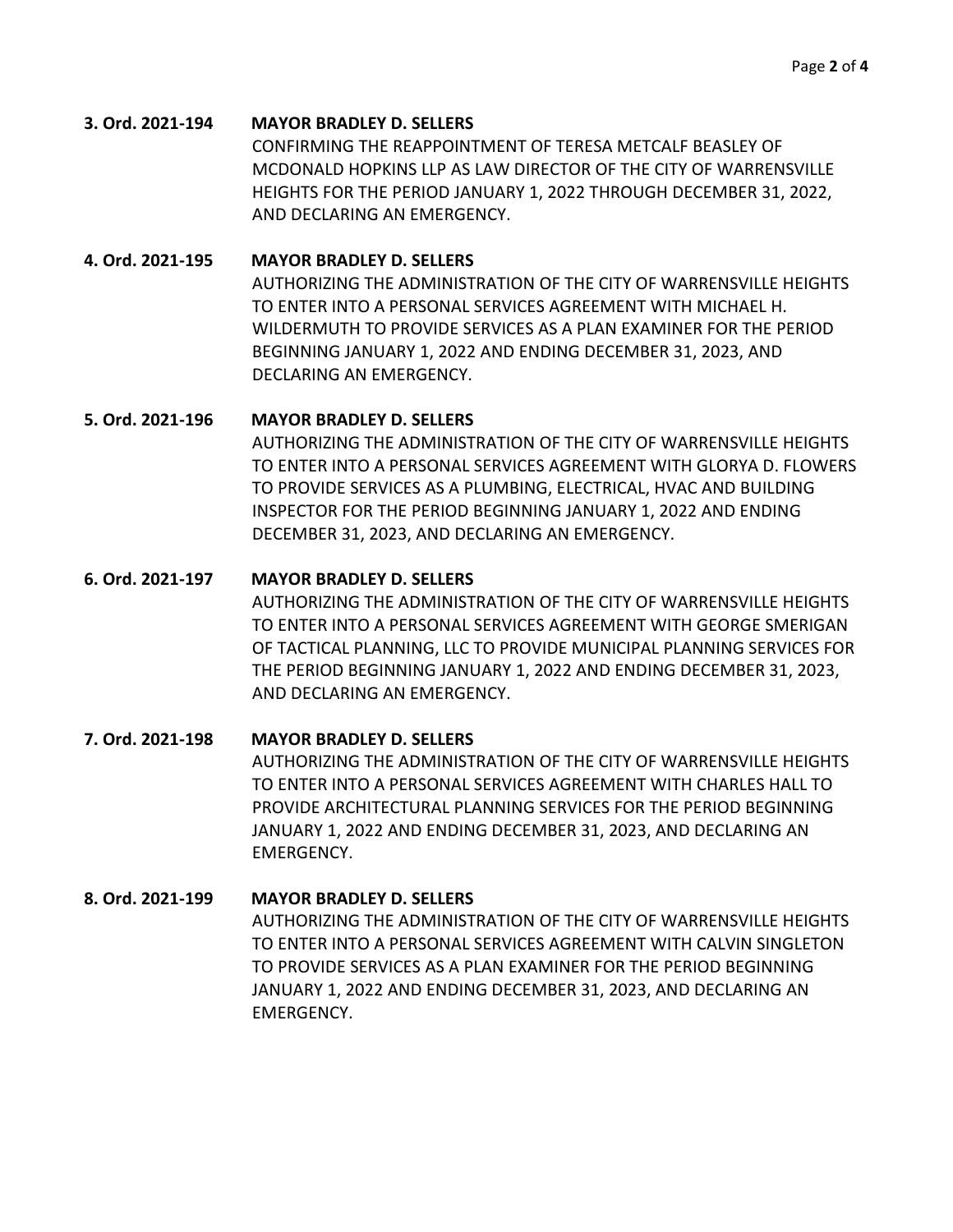**3. Ord. 2021-194** **MAYOR BRADLEY D. SELLERS**
CONFIRMING THE REAPPOINTMENT OF TERESA METCALF BEASLEY OF MCDONALD HOPKINS LLP AS LAW DIRECTOR OF THE CITY OF WARRENSVILLE HEIGHTS FOR THE PERIOD JANUARY 1, 2022 THROUGH DECEMBER 31, 2022, AND DECLARING AN EMERGENCY.

**4. Ord. 2021-195** **MAYOR BRADLEY D. SELLERS**
AUTHORIZING THE ADMINISTRATION OF THE CITY OF WARRENSVILLE HEIGHTS TO ENTER INTO A PERSONAL SERVICES AGREEMENT WITH MICHAEL H. WILDERMUTH TO PROVIDE SERVICES AS A PLAN EXAMINER FOR THE PERIOD BEGINNING JANUARY 1, 2022 AND ENDING DECEMBER 31, 2023, AND DECLARING AN EMERGENCY.

**5. Ord. 2021-196** **MAYOR BRADLEY D. SELLERS**
AUTHORIZING THE ADMINISTRATION OF THE CITY OF WARRENSVILLE HEIGHTS TO ENTER INTO A PERSONAL SERVICES AGREEMENT WITH GLORYA D. FLOWERS TO PROVIDE SERVICES AS A PLUMBING, ELECTRICAL, HVAC AND BUILDING INSPECTOR FOR THE PERIOD BEGINNING JANUARY 1, 2022 AND ENDING DECEMBER 31, 2023, AND DECLARING AN EMERGENCY.

**6. Ord. 2021-197** **MAYOR BRADLEY D. SELLERS**
AUTHORIZING THE ADMINISTRATION OF THE CITY OF WARRENSVILLE HEIGHTS TO ENTER INTO A PERSONAL SERVICES AGREEMENT WITH GEORGE SMERIGAN OF TACTICAL PLANNING, LLC TO PROVIDE MUNICIPAL PLANNING SERVICES FOR THE PERIOD BEGINNING JANUARY 1, 2022 AND ENDING DECEMBER 31, 2023, AND DECLARING AN EMERGENCY.

**7. Ord. 2021-198** **MAYOR BRADLEY D. SELLERS**
AUTHORIZING THE ADMINISTRATION OF THE CITY OF WARRENSVILLE HEIGHTS TO ENTER INTO A PERSONAL SERVICES AGREEMENT WITH CHARLES HALL TO PROVIDE ARCHITECTURAL PLANNING SERVICES FOR THE PERIOD BEGINNING JANUARY 1, 2022 AND ENDING DECEMBER 31, 2023, AND DECLARING AN EMERGENCY.

**8. Ord. 2021-199** **MAYOR BRADLEY D. SELLERS**
AUTHORIZING THE ADMINISTRATION OF THE CITY OF WARRENSVILLE HEIGHTS TO ENTER INTO A PERSONAL SERVICES AGREEMENT WITH CALVIN SINGLETON TO PROVIDE SERVICES AS A PLAN EXAMINER FOR THE PERIOD BEGINNING JANUARY 1, 2022 AND ENDING DECEMBER 31, 2023, AND DECLARING AN EMERGENCY.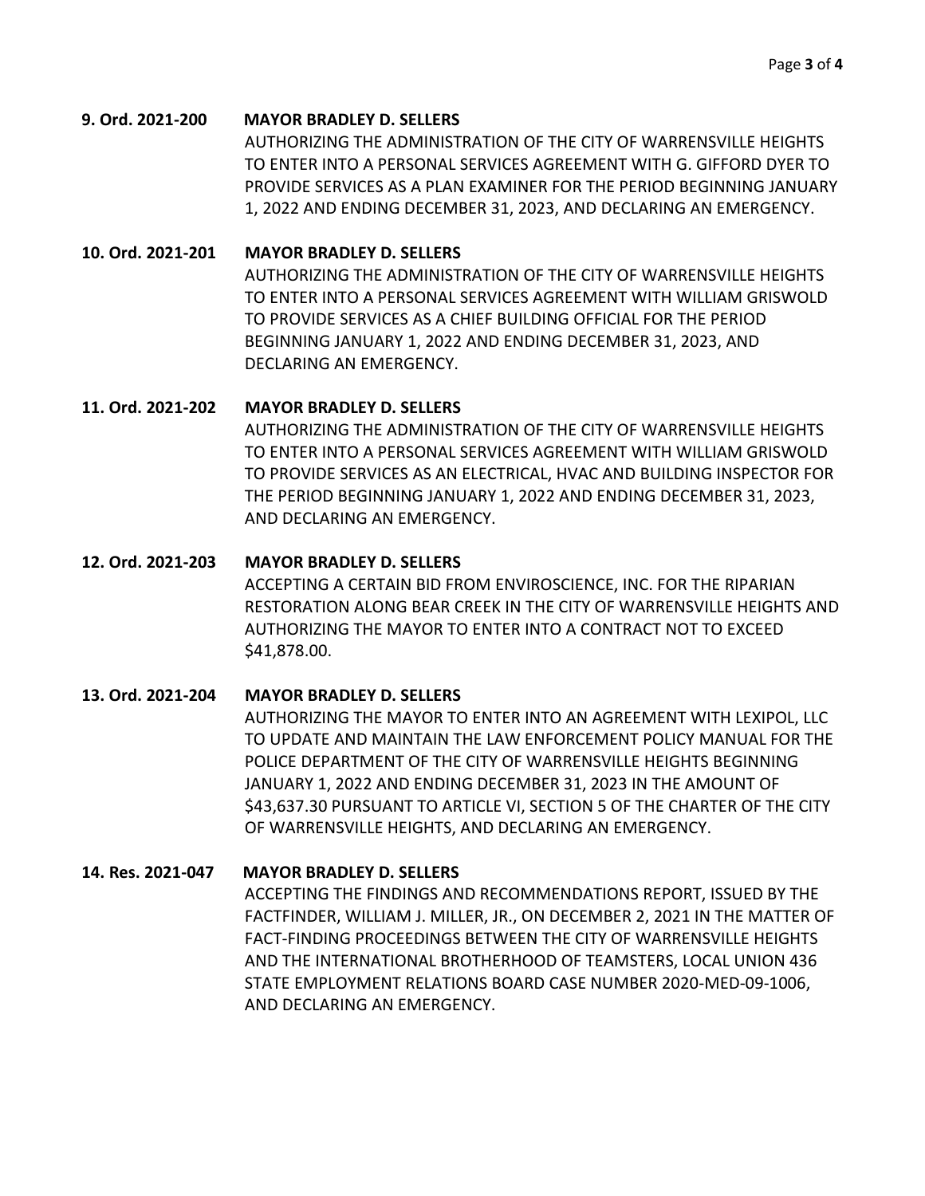**9. Ord. 2021-200 MAYOR BRADLEY D. SELLERS**

AUTHORIZING THE ADMINISTRATION OF THE CITY OF WARRENSVILLE HEIGHTS TO ENTER INTO A PERSONAL SERVICES AGREEMENT WITH G. GIFFORD DYER TO PROVIDE SERVICES AS A PLAN EXAMINER FOR THE PERIOD BEGINNING JANUARY 1, 2022 AND ENDING DECEMBER 31, 2023, AND DECLARING AN EMERGENCY.

**10. Ord. 2021-201 MAYOR BRADLEY D. SELLERS**

AUTHORIZING THE ADMINISTRATION OF THE CITY OF WARRENSVILLE HEIGHTS TO ENTER INTO A PERSONAL SERVICES AGREEMENT WITH WILLIAM GRISWOLD TO PROVIDE SERVICES AS A CHIEF BUILDING OFFICIAL FOR THE PERIOD BEGINNING JANUARY 1, 2022 AND ENDING DECEMBER 31, 2023, AND DECLARING AN EMERGENCY.

**11. Ord. 2021-202 MAYOR BRADLEY D. SELLERS**

AUTHORIZING THE ADMINISTRATION OF THE CITY OF WARRENSVILLE HEIGHTS TO ENTER INTO A PERSONAL SERVICES AGREEMENT WITH WILLIAM GRISWOLD TO PROVIDE SERVICES AS AN ELECTRICAL, HVAC AND BUILDING INSPECTOR FOR THE PERIOD BEGINNING JANUARY 1, 2022 AND ENDING DECEMBER 31, 2023, AND DECLARING AN EMERGENCY.

**12. Ord. 2021-203 MAYOR BRADLEY D. SELLERS**

ACCEPTING A CERTAIN BID FROM ENVIROSCIENCE, INC. FOR THE RIPARIAN RESTORATION ALONG BEAR CREEK IN THE CITY OF WARRENSVILLE HEIGHTS AND AUTHORIZING THE MAYOR TO ENTER INTO A CONTRACT NOT TO EXCEED $41,878.00.

**13. Ord. 2021-204 MAYOR BRADLEY D. SELLERS**

AUTHORIZING THE MAYOR TO ENTER INTO AN AGREEMENT WITH LEXIPOL, LLC TO UPDATE AND MAINTAIN THE LAW ENFORCEMENT POLICY MANUAL FOR THE POLICE DEPARTMENT OF THE CITY OF WARRENSVILLE HEIGHTS BEGINNING JANUARY 1, 2022 AND ENDING DECEMBER 31, 2023 IN THE AMOUNT OF $43,637.30 PURSUANT TO ARTICLE VI, SECTION 5 OF THE CHARTER OF THE CITY OF WARRENSVILLE HEIGHTS, AND DECLARING AN EMERGENCY.

**14. Res. 2021-047 MAYOR BRADLEY D. SELLERS**

ACCEPTING THE FINDINGS AND RECOMMENDATIONS REPORT, ISSUED BY THE FACTFINDER, WILLIAM J. MILLER, JR., ON DECEMBER 2, 2021 IN THE MATTER OF FACT-FINDING PROCEEDINGS BETWEEN THE CITY OF WARRENSVILLE HEIGHTS AND THE INTERNATIONAL BROTHERHOOD OF TEAMSTERS, LOCAL UNION 436 STATE EMPLOYMENT RELATIONS BOARD CASE NUMBER 2020-MED-09-1006, AND DECLARING AN EMERGENCY.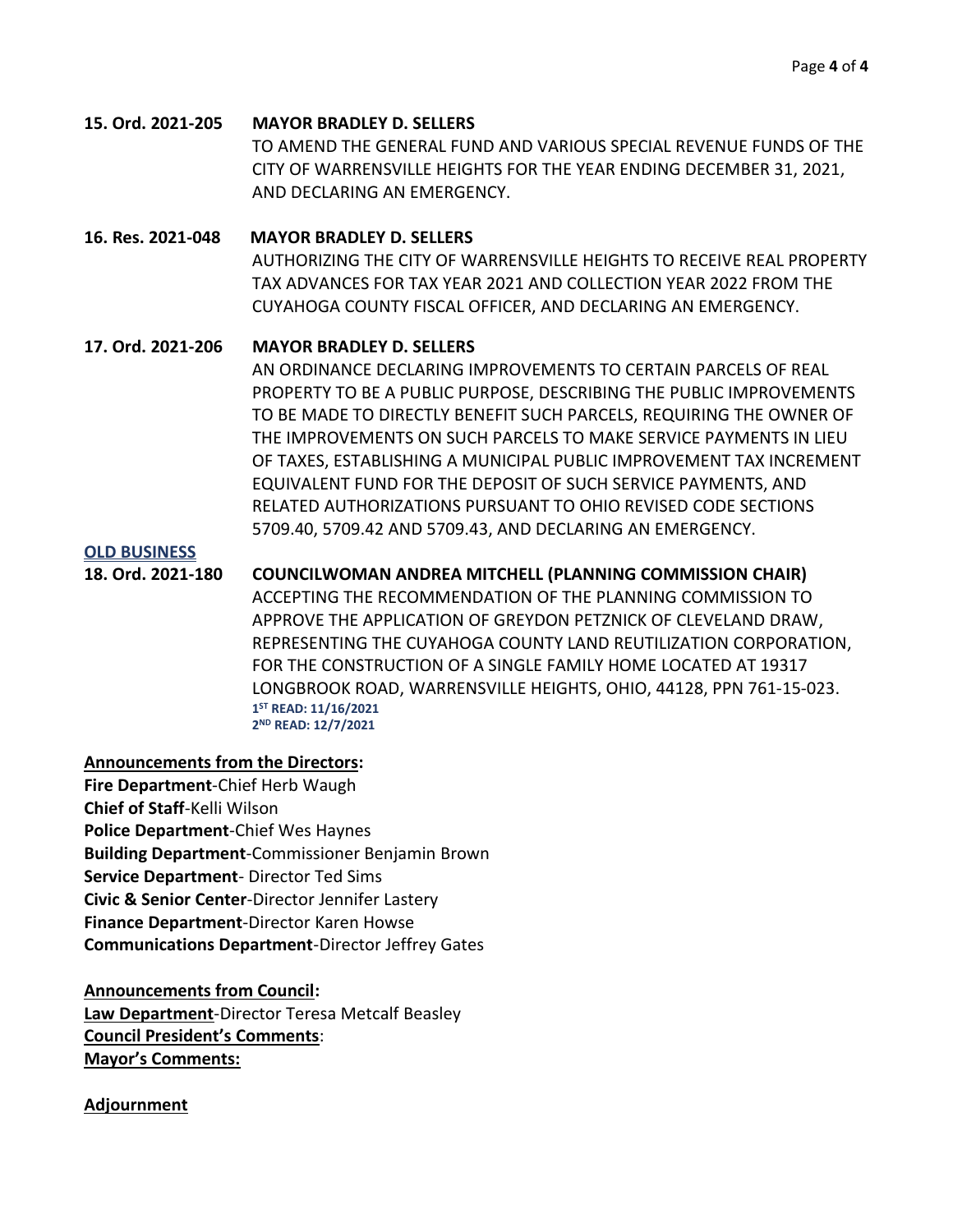**15. Ord. 2021-205 MAYOR BRADLEY D. SELLERS**
TO AMEND THE GENERAL FUND AND VARIOUS SPECIAL REVENUE FUNDS OF THE CITY OF WARRENSVILLE HEIGHTS FOR THE YEAR ENDING DECEMBER 31, 2021, AND DECLARING AN EMERGENCY.

**16. Res. 2021-048 MAYOR BRADLEY D. SELLERS**
AUTHORIZING THE CITY OF WARRENSVILLE HEIGHTS TO RECEIVE REAL PROPERTY TAX ADVANCES FOR TAX YEAR 2021 AND COLLECTION YEAR 2022 FROM THE CUYAHOGA COUNTY FISCAL OFFICER, AND DECLARING AN EMERGENCY.

**17. Ord. 2021-206 MAYOR BRADLEY D. SELLERS**
AN ORDINANCE DECLARING IMPROVEMENTS TO CERTAIN PARCELS OF REAL PROPERTY TO BE A PUBLIC PURPOSE, DESCRIBING THE PUBLIC IMPROVEMENTS TO BE MADE TO DIRECTLY BENEFIT SUCH PARCELS, REQUIRING THE OWNER OF THE IMPROVEMENTS ON SUCH PARCELS TO MAKE SERVICE PAYMENTS IN LIEU OF TAXES, ESTABLISHING A MUNICIPAL PUBLIC IMPROVEMENT TAX INCREMENT EQUIVALENT FUND FOR THE DEPOSIT OF SUCH SERVICE PAYMENTS, AND RELATED AUTHORIZATIONS PURSUANT TO OHIO REVISED CODE SECTIONS 5709.40, 5709.42 AND 5709.43, AND DECLARING AN EMERGENCY.

**OLD BUSINESS**

**18. Ord. 2021-180 COUNCILWOMAN ANDREA MITCHELL (PLANNING COMMISSION CHAIR)**
ACCEPTING THE RECOMMENDATION OF THE PLANNING COMMISSION TO APPROVE THE APPLICATION OF GREYDON PETZNICK OF CLEVELAND DRAW, REPRESENTING THE CUYAHOGA COUNTY LAND REUTILIZATION CORPORATION, FOR THE CONSTRUCTION OF A SINGLE FAMILY HOME LOCATED AT 19317 LONGBROOK ROAD, WARRENSVILLE HEIGHTS, OHIO, 44128, PPN 761-15-023.
**1ST READ: 11/16/2021**
**2ND READ: 12/7/2021**

**Announcements from the Directors:**
**Fire Department**-Chief Herb Waugh
**Chief of Staff**-Kelli Wilson
**Police Department**-Chief Wes Haynes
**Building Department**-Commissioner Benjamin Brown
**Service Department**- Director Ted Sims
**Civic & Senior Center**-Director Jennifer Lastery
**Finance Department**-Director Karen Howse
**Communications Department**-Director Jeffrey Gates

**Announcements from Council:**
**Law Department**-Director Teresa Metcalf Beasley
**Council President's Comments**:
**Mayor's Comments:**

**Adjournment**